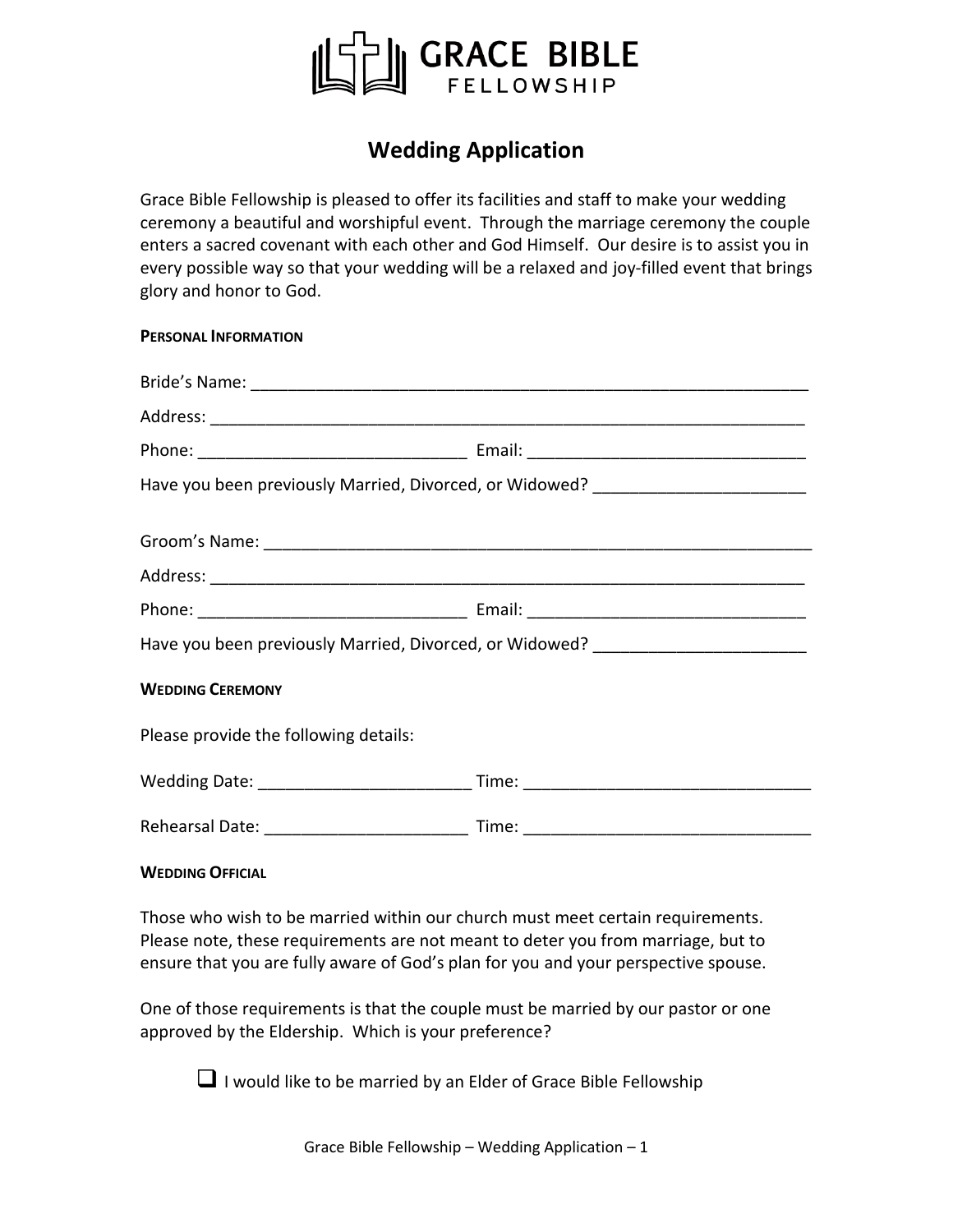# GRACE BIBLE FELLOWSHIP

## Wedding Application

Grace Bible Fellowship is pleased to offer its facilities and staff to make your wedding ceremony a beautiful and worshipful event. Through the marriage ceremony the couple enters a sacred covenant with each other and God Himself. Our desire is to assist you in every possible way so that your wedding will be a relaxed and joy-filled event that brings glory and honor to God.

**PERSONAL INFORMATION**

Bride's Name: ____________________________________________________________

Address: ________________________________________________________________

Phone: ____________________________ Email: ______________________________

Have you been previously Married, Divorced, or Widowed? ______________________

Groom's Name: ____________________________________________________________

Address: ________________________________________________________________

Phone: ____________________________ Email: ______________________________

Have you been previously Married, Divorced, or Widowed? ______________________

**WEDDING CEREMONY**

Please provide the following details:

Wedding Date: ______________________ Time: ______________________________

Rehearsal Date: _____________________ Time: ______________________________

**WEDDING OFFICIAL**

Those who wish to be married within our church must meet certain requirements. Please note, these requirements are not meant to deter you from marriage, but to ensure that you are fully aware of God's plan for you and your perspective spouse.

One of those requirements is that the couple must be married by our pastor or one approved by the Eldership. Which is your preference?

- ☐ I would like to be married by an Elder of Grace Bible Fellowship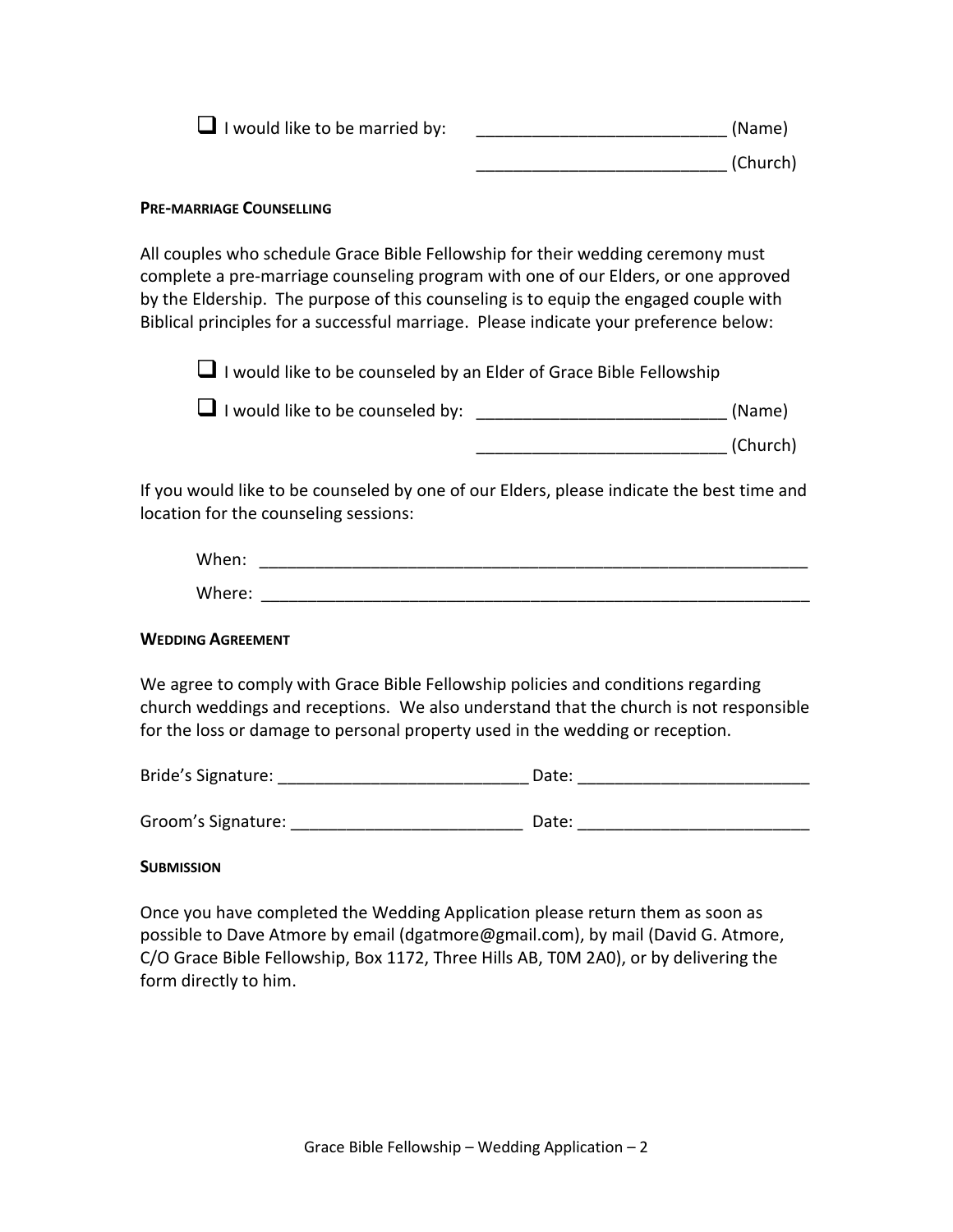☐ I would like to be married by: ___________________________ (Name)

___________________________ (Church)

**PRE-MARRIAGE COUNSELLING**

All couples who schedule Grace Bible Fellowship for their wedding ceremony must complete a pre-marriage counseling program with one of our Elders, or one approved by the Eldership. The purpose of this counseling is to equip the engaged couple with Biblical principles for a successful marriage. Please indicate your preference below:

☐ I would like to be counseled by an Elder of Grace Bible Fellowship

☐ I would like to be counseled by: ___________________________ (Name)

___________________________ (Church)

If you would like to be counseled by one of our Elders, please indicate the best time and location for the counseling sessions:

When: ______________________________________________________________

Where: ______________________________________________________________

**WEDDING AGREEMENT**

We agree to comply with Grace Bible Fellowship policies and conditions regarding church weddings and receptions. We also understand that the church is not responsible for the loss or damage to personal property used in the wedding or reception.

Bride's Signature: ___________________________ Date: _________________________

Groom's Signature: _________________________ Date: _________________________

**SUBMISSION**

Once you have completed the Wedding Application please return them as soon as possible to Dave Atmore by email (dgatmore@gmail.com), by mail (David G. Atmore, C/O Grace Bible Fellowship, Box 1172, Three Hills AB, T0M 2A0), or by delivering the form directly to him.